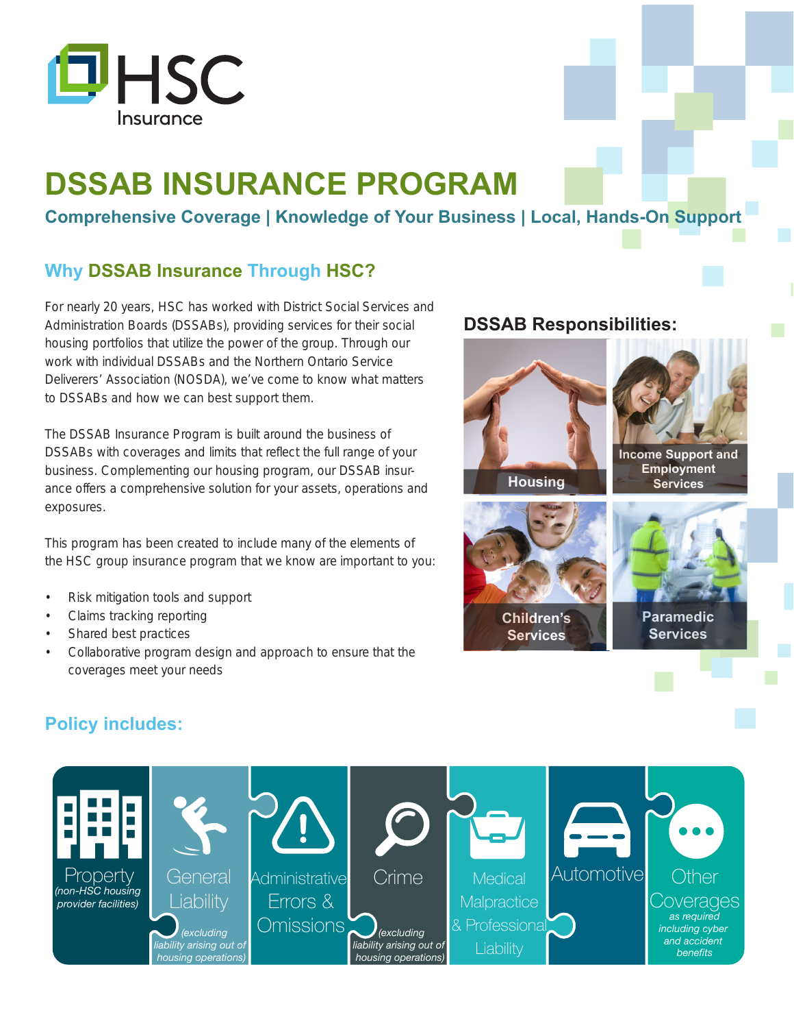HSC Insurance

# DSSAB INSURANCE PROGRAM

**Comprehensive Coverage | Knowledge of Your Business | Local, Hands-On Support**

## Why DSSAB Insurance Through HSC?

For nearly 20 years, HSC has worked with District Social Services and Administration Boards (DSSABs), providing services for their social housing portfolios that utilize the power of the group. Through our work with individual DSSABs and the Northern Ontario Service Deliverers' Association (NOSDA), we've come to know what matters to DSSABs and how we can best support them.

The DSSAB Insurance Program is built around the business of DSSABs with coverages and limits that reflect the full range of your business. Complementing our housing program, our DSSAB insurance offers a comprehensive solution for your assets, operations and exposures.

This program has been created to include many of the elements of the HSC group insurance program that we know are important to you:

- Risk mitigation tools and support
- Claims tracking reporting
- Shared best practices
- Collaborative program design and approach to ensure that the coverages meet your needs

### DSSAB Responsibilities:

- Housing
- Income Support and Employment Services
- Children's Services
- Paramedic Services

## Policy includes:

- **Property** *(non-HSC housing provider facilities)*
- **General Liability** *(excluding liability arising out of housing operations)*
- **Administrative Errors & Omissions**
- **Crime** *(excluding liability arising out of housing operations)*
- **Medical Malpractice & Professional Liability**
- **Automotive**
- **Other Coverages** *as required including cyber and accident benefits*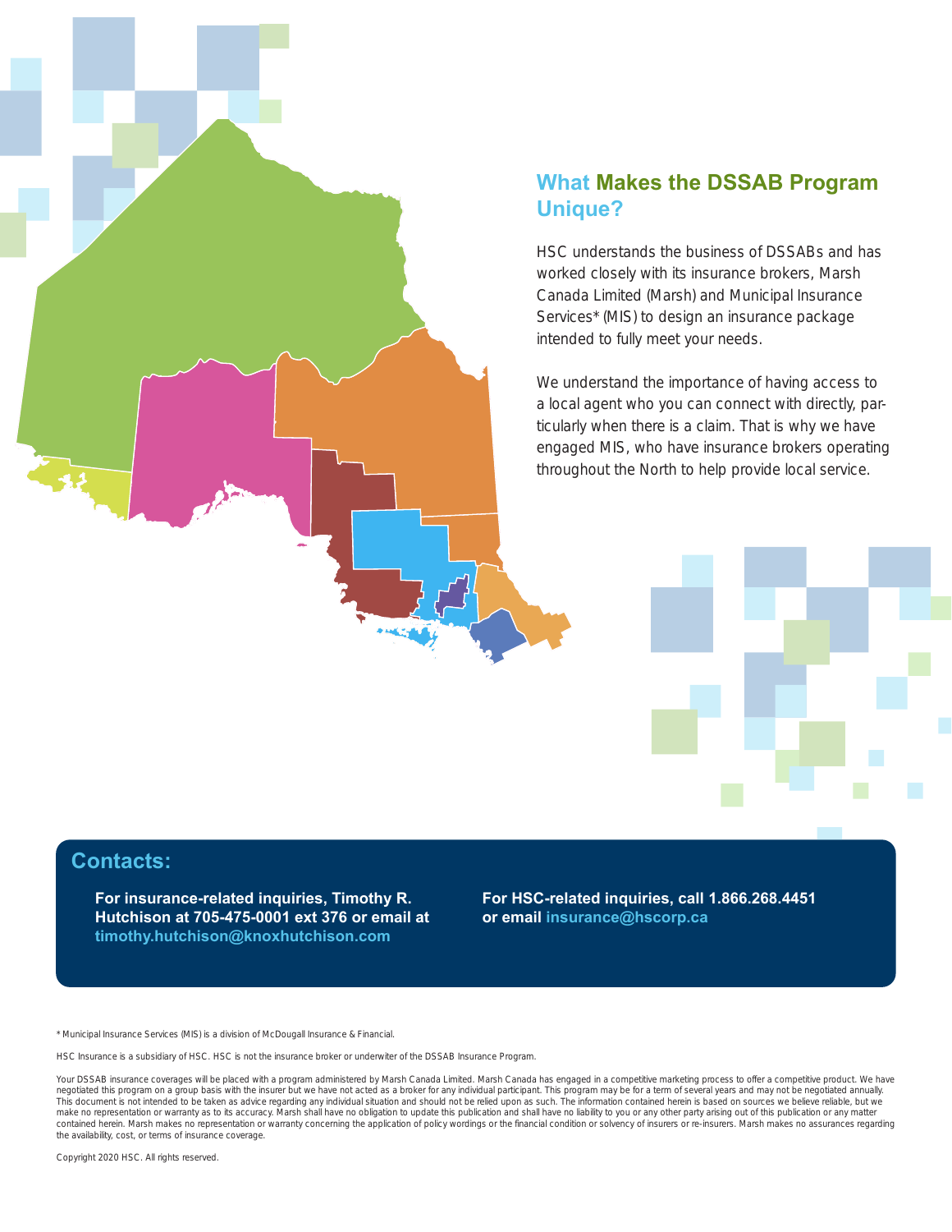## What Makes the DSSAB Program Unique?

HSC understands the business of DSSABs and has worked closely with its insurance brokers, Marsh Canada Limited (Marsh) and Municipal Insurance Services* (MIS) to design an insurance package intended to fully meet your needs.

We understand the importance of having access to a local agent who you can connect with directly, particularly when there is a claim. That is why we have engaged MIS, who have insurance brokers operating throughout the North to help provide local service.

## Contacts:

**For insurance-related inquiries, Timothy R. Hutchison at 705-475-0001 ext 376 or email at timothy.hutchison@knoxhutchison.com**

**For HSC-related inquiries, call 1.866.268.4451 or email insurance@hscorp.ca**

* Municipal Insurance Services (MIS) is a division of McDougall Insurance & Financial.

HSC Insurance is a subsidiary of HSC. HSC is not the insurance broker or underwiter of the DSSAB Insurance Program.

Your DSSAB insurance coverages will be placed with a program administered by Marsh Canada Limited. Marsh Canada has engaged in a competitive marketing process to offer a competitive product. We have negotiated this program on a group basis with the insurer but we have not acted as a broker for any individual participant. This program may be for a term of several years and may not be negotiated annually. This document is not intended to be taken as advice regarding any individual situation and should not be relied upon as such. The information contained herein is based on sources we believe reliable, but we make no representation or warranty as to its accuracy. Marsh shall have no obligation to update this publication and shall have no liability to you or any other party arising out of this publication or any matter contained herein. Marsh makes no representation or warranty concerning the application of policy wordings or the financial condition or solvency of insurers or re-insurers. Marsh makes no assurances regarding the availability, cost, or terms of insurance coverage.

Copyright 2020 HSC. All rights reserved.